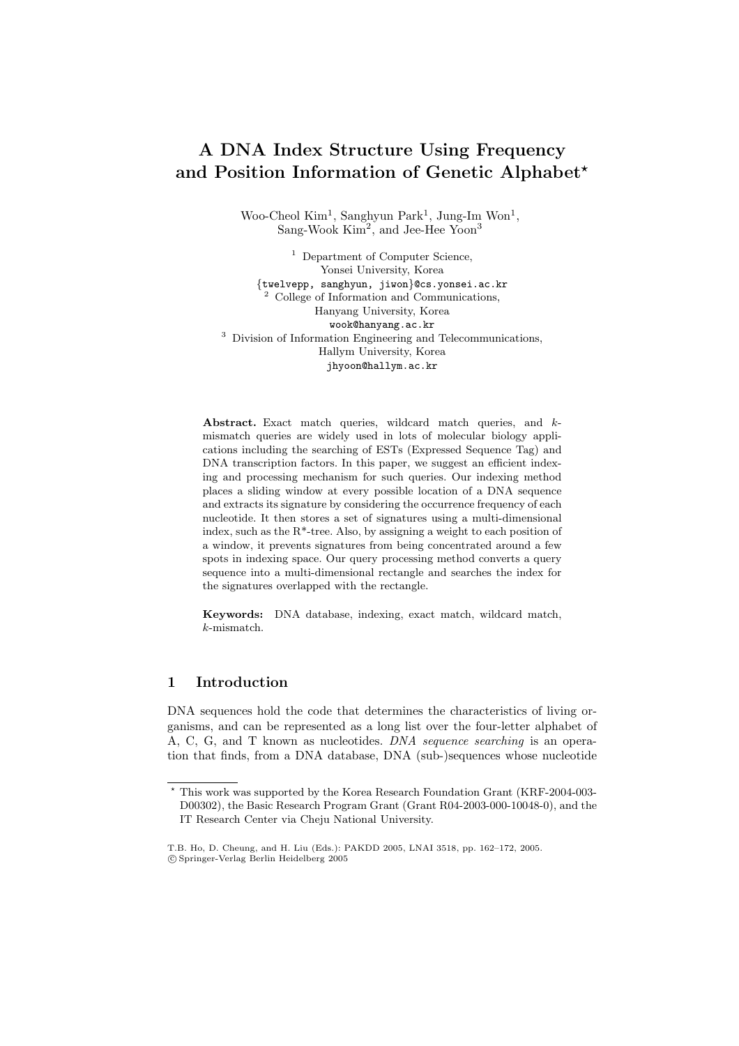# A DNA Index Structure Using Frequency and Position Information of Genetic Alphabet*

Woo-Cheol Kim[1], Sanghyun Park[1], Jung-Im Won[1], Sang-Wook Kim[2], and Jee-Hee Yoon[3]

[1] Department of Computer Science, Yonsei University, Korea
{twelvepp, sanghyun, jiwon}@cs.yonsei.ac.kr

[2] College of Information and Communications, Hanyang University, Korea
wook@hanyang.ac.kr

[3] Division of Information Engineering and Telecommunications, Hallym University, Korea
jhyoon@hallym.ac.kr

**Abstract.** Exact match queries, wildcard match queries, and $k$-mismatch queries are widely used in lots of molecular biology applications including the searching of ESTs (Expressed Sequence Tag) and DNA transcription factors. In this paper, we suggest an efficient indexing and processing mechanism for such queries. Our indexing method places a sliding window at every possible location of a DNA sequence and extracts its signature by considering the occurrence frequency of each nucleotide. It then stores a set of signatures using a multi-dimensional index, such as the R*-tree. Also, by assigning a weight to each position of a window, it prevents signatures from being concentrated around a few spots in indexing space. Our query processing method converts a query sequence into a multi-dimensional rectangle and searches the index for the signatures overlapped with the rectangle.

**Keywords:** DNA database, indexing, exact match, wildcard match, $k$-mismatch.

## 1 Introduction

DNA sequences hold the code that determines the characteristics of living organisms, and can be represented as a long list over the four-letter alphabet of A, C, G, and T known as nucleotides. *DNA sequence searching* is an operation that finds, from a DNA database, DNA (sub-)sequences whose nucleotide

* This work was supported by the Korea Research Foundation Grant (KRF-2004-003-D00302), the Basic Research Program Grant (Grant R04-2003-000-10048-0), and the IT Research Center via Cheju National University.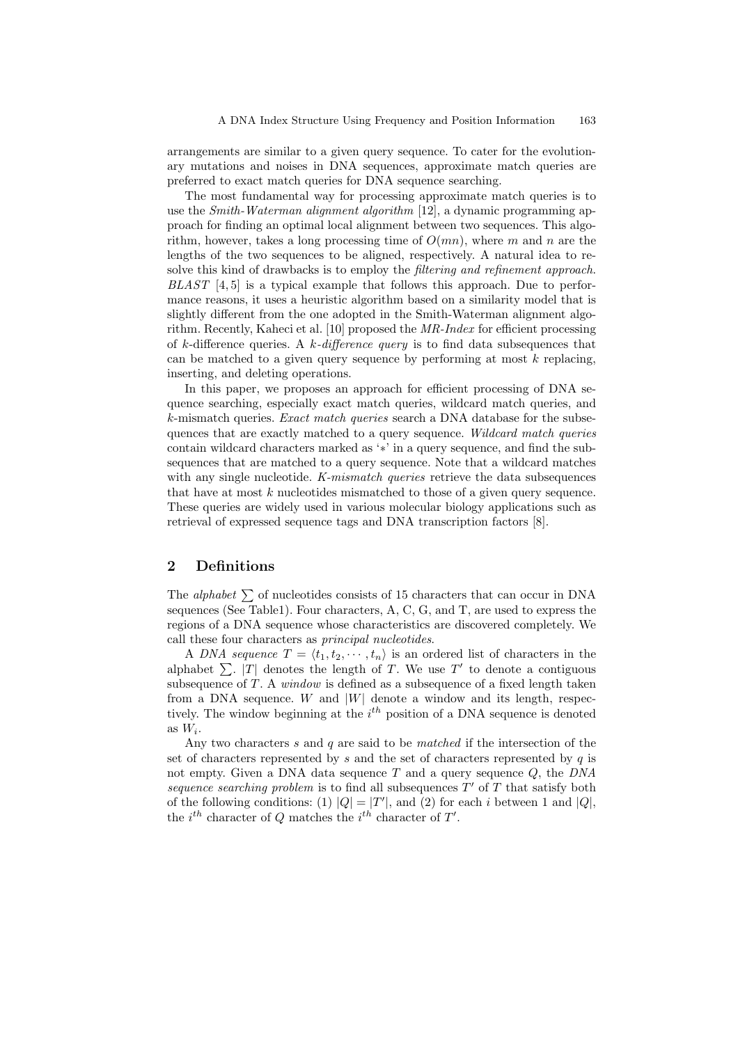arrangements are similar to a given query sequence. To cater for the evolutionary mutations and noises in DNA sequences, approximate match queries are preferred to exact match queries for DNA sequence searching.

The most fundamental way for processing approximate match queries is to use the *Smith-Waterman alignment algorithm* [12], a dynamic programming approach for finding an optimal local alignment between two sequences. This algorithm, however, takes a long processing time of $O(mn)$, where $m$ and $n$ are the lengths of the two sequences to be aligned, respectively. A natural idea to resolve this kind of drawbacks is to employ the *filtering and refinement approach*. *BLAST* [4, 5] is a typical example that follows this approach. Due to performance reasons, it uses a heuristic algorithm based on a similarity model that is slightly different from the one adopted in the Smith-Waterman alignment algorithm. Recently, Kaheci et al. [10] proposed the *MR-Index* for efficient processing of $k$-difference queries. A *$k$-difference query* is to find data subsequences that can be matched to a given query sequence by performing at most $k$ replacing, inserting, and deleting operations.

In this paper, we proposes an approach for efficient processing of DNA sequence searching, especially exact match queries, wildcard match queries, and $k$-mismatch queries. *Exact match queries* search a DNA database for the subsequences that are exactly matched to a query sequence. *Wildcard match queries* contain wildcard characters marked as '$*$' in a query sequence, and find the subsequences that are matched to a query sequence. Note that a wildcard matches with any single nucleotide. *K-mismatch queries* retrieve the data subsequences that have at most $k$ nucleotides mismatched to those of a given query sequence. These queries are widely used in various molecular biology applications such as retrieval of expressed sequence tags and DNA transcription factors [8].

## 2 Definitions

The *alphabet* $\sum$ of nucleotides consists of 15 characters that can occur in DNA sequences (See Table1). Four characters, A, C, G, and T, are used to express the regions of a DNA sequence whose characteristics are discovered completely. We call these four characters as *principal nucleotides*.

A *DNA sequence* $T = \langle t_1, t_2, \cdots, t_n \rangle$ is an ordered list of characters in the alphabet $\sum$. $|T|$ denotes the length of $T$. We use $T'$ to denote a contiguous subsequence of $T$. A *window* is defined as a subsequence of a fixed length taken from a DNA sequence. $W$ and $|W|$ denote a window and its length, respectively. The window beginning at the $i^{th}$ position of a DNA sequence is denoted as $W_i$.

Any two characters $s$ and $q$ are said to be *matched* if the intersection of the set of characters represented by $s$ and the set of characters represented by $q$ is not empty. Given a DNA data sequence $T$ and a query sequence $Q$, the *DNA sequence searching problem* is to find all subsequences $T'$ of $T$ that satisfy both of the following conditions: (1) $|Q| = |T'|$, and (2) for each $i$ between 1 and $|Q|$, the $i^{th}$ character of $Q$ matches the $i^{th}$ character of $T'$.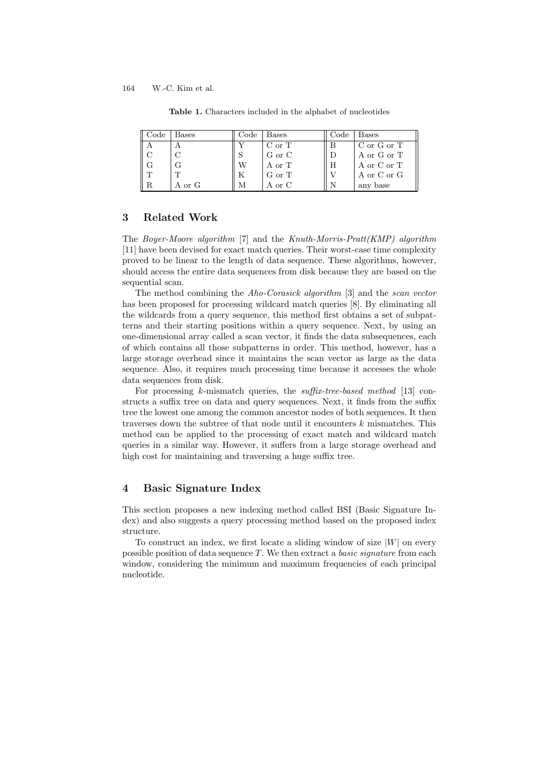**Table 1.** Characters included in the alphabet of nucleotides

| Code | Bases | Code | Bases | Code | Bases |
|---|---|---|---|---|---|
| A | A | Y | C or T | B | C or G or T |
| C | C | S | G or C | D | A or G or T |
| G | G | W | A or T | H | A or C or T |
| T | T | K | G or T | V | A or C or G |
| R | A or G | M | A or C | N | any base |

## 3 Related Work

The *Boyer-Moore algorithm* [7] and the *Knuth-Morris-Pratt(KMP) algorithm* [11] have been devised for exact match queries. Their worst-case time complexity proved to be linear to the length of data sequence. These algorithms, however, should access the entire data sequences from disk because they are based on the sequential scan.

The method combining the *Aho-Corasick algorithm* [3] and the *scan vector* has been proposed for processing wildcard match queries [8]. By eliminating all the wildcards from a query sequence, this method first obtains a set of subpatterns and their starting positions within a query sequence. Next, by using an one-dimensional array called a scan vector, it finds the data subsequences, each of which contains all those subpatterns in order. This method, however, has a large storage overhead since it maintains the scan vector as large as the data sequence. Also, it requires much processing time because it accesses the whole data sequences from disk.

For processing $k$-mismatch queries, the *suffix-tree-based method* [13] constructs a suffix tree on data and query sequences. Next, it finds from the suffix tree the lowest one among the common ancestor nodes of both sequences. It then traverses down the subtree of that node until it encounters $k$ mismatches. This method can be applied to the processing of exact match and wildcard match queries in a similar way. However, it suffers from a large storage overhead and high cost for maintaining and traversing a huge suffix tree.

## 4 Basic Signature Index

This section proposes a new indexing method called BSI (Basic Signature Index) and also suggests a query processing method based on the proposed index structure.

To construct an index, we first locate a sliding window of size $|W|$ on every possible position of data sequence $T$. We then extract a *basic signature* from each window, considering the minimum and maximum frequencies of each principal nucleotide.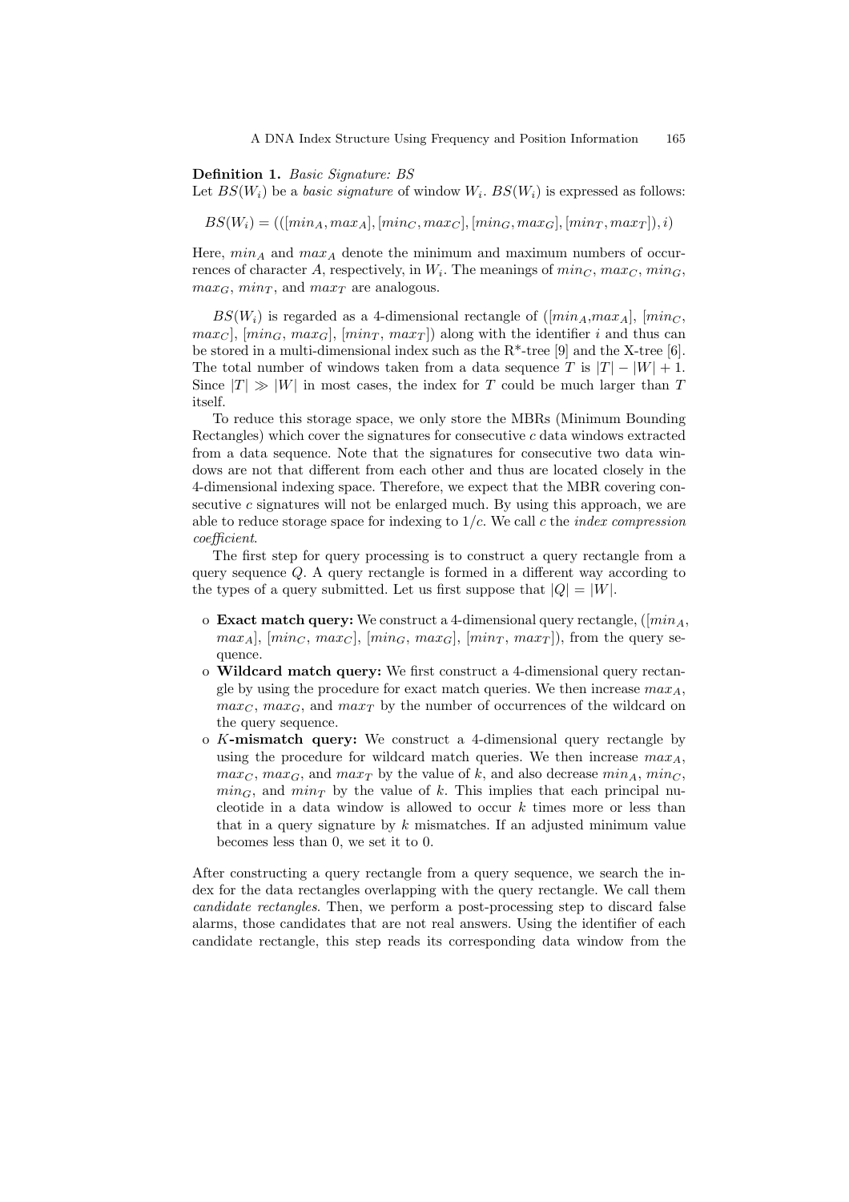**Definition 1.** *Basic Signature: BS*
Let $BS(W_i)$ be a *basic signature* of window $W_i$. $BS(W_i)$ is expressed as follows:

$$BS(W_i) = (([min_A, max_A], [min_C, max_C], [min_G, max_G], [min_T, max_T]), i)$$

Here, $min_A$ and $max_A$ denote the minimum and maximum numbers of occurrences of character $A$, respectively, in $W_i$. The meanings of $min_C$, $max_C$, $min_G$, $max_G$, $min_T$, and $max_T$ are analogous.

$BS(W_i)$ is regarded as a 4-dimensional rectangle of ($[min_A, max_A]$, $[min_C, max_C]$, $[min_G, max_G]$, $[min_T, max_T]$) along with the identifier $i$ and thus can be stored in a multi-dimensional index such as the R*-tree [9] and the X-tree [6]. The total number of windows taken from a data sequence $T$ is $|T| - |W| + 1$. Since $|T| \gg |W|$ in most cases, the index for $T$ could be much larger than $T$ itself.

To reduce this storage space, we only store the MBRs (Minimum Bounding Rectangles) which cover the signatures for consecutive $c$ data windows extracted from a data sequence. Note that the signatures for consecutive two data windows are not that different from each other and thus are located closely in the 4-dimensional indexing space. Therefore, we expect that the MBR covering consecutive $c$ signatures will not be enlarged much. By using this approach, we are able to reduce storage space for indexing to $1/c$. We call $c$ the *index compression coefficient*.

The first step for query processing is to construct a query rectangle from a query sequence $Q$. A query rectangle is formed in a different way according to the types of a query submitted. Let us first suppose that $|Q| = |W|$.

- **Exact match query:** We construct a 4-dimensional query rectangle, ($[min_A, max_A]$, $[min_C, max_C]$, $[min_G, max_G]$, $[min_T, max_T]$), from the query sequence.
- **Wildcard match query:** We first construct a 4-dimensional query rectangle by using the procedure for exact match queries. We then increase $max_A$, $max_C$, $max_G$, and $max_T$ by the number of occurrences of the wildcard on the query sequence.
- **$K$-mismatch query:** We construct a 4-dimensional query rectangle by using the procedure for wildcard match queries. We then increase $max_A$, $max_C$, $max_G$, and $max_T$ by the value of $k$, and also decrease $min_A$, $min_C$, $min_G$, and $min_T$ by the value of $k$. This implies that each principal nucleotide in a data window is allowed to occur $k$ times more or less than that in a query signature by $k$ mismatches. If an adjusted minimum value becomes less than 0, we set it to 0.

After constructing a query rectangle from a query sequence, we search the index for the data rectangles overlapping with the query rectangle. We call them *candidate rectangles*. Then, we perform a post-processing step to discard false alarms, those candidates that are not real answers. Using the identifier of each candidate rectangle, this step reads its corresponding data window from the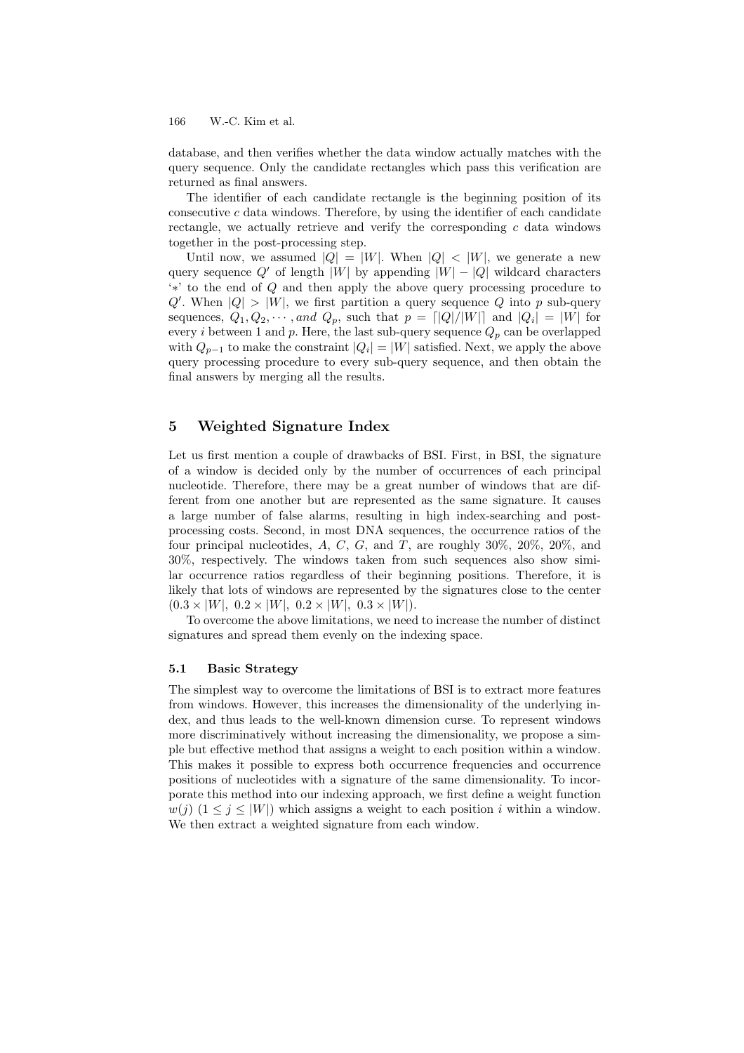database, and then verifies whether the data window actually matches with the query sequence. Only the candidate rectangles which pass this verification are returned as final answers.

The identifier of each candidate rectangle is the beginning position of its consecutive $c$ data windows. Therefore, by using the identifier of each candidate rectangle, we actually retrieve and verify the corresponding $c$ data windows together in the post-processing step.

Until now, we assumed $|Q| = |W|$. When $|Q| < |W|$, we generate a new query sequence $Q'$ of length $|W|$ by appending $|W| - |Q|$ wildcard characters '$*$' to the end of $Q$ and then apply the above query processing procedure to $Q'$. When $|Q| > |W|$, we first partition a query sequence $Q$ into $p$ sub-query sequences, $Q_1, Q_2, \cdots, and\ Q_p$, such that $p = \lceil |Q|/|W| \rceil$ and $|Q_i| = |W|$ for every $i$ between 1 and $p$. Here, the last sub-query sequence $Q_p$ can be overlapped with $Q_{p-1}$ to make the constraint $|Q_i| = |W|$ satisfied. Next, we apply the above query processing procedure to every sub-query sequence, and then obtain the final answers by merging all the results.

## 5 Weighted Signature Index

Let us first mention a couple of drawbacks of BSI. First, in BSI, the signature of a window is decided only by the number of occurrences of each principal nucleotide. Therefore, there may be a great number of windows that are different from one another but are represented as the same signature. It causes a large number of false alarms, resulting in high index-searching and post-processing costs. Second, in most DNA sequences, the occurrence ratios of the four principal nucleotides, $A$, $C$, $G$, and $T$, are roughly 30%, 20%, 20%, and 30%, respectively. The windows taken from such sequences also show similar occurrence ratios regardless of their beginning positions. Therefore, it is likely that lots of windows are represented by the signatures close to the center $(0.3 \times |W|,\ 0.2 \times |W|,\ 0.2 \times |W|,\ 0.3 \times |W|)$.

To overcome the above limitations, we need to increase the number of distinct signatures and spread them evenly on the indexing space.

### 5.1 Basic Strategy

The simplest way to overcome the limitations of BSI is to extract more features from windows. However, this increases the dimensionality of the underlying index, and thus leads to the well-known dimension curse. To represent windows more discriminatively without increasing the dimensionality, we propose a simple but effective method that assigns a weight to each position within a window. This makes it possible to express both occurrence frequencies and occurrence positions of nucleotides with a signature of the same dimensionality. To incorporate this method into our indexing approach, we first define a weight function $w(j)$ $(1 \leq j \leq |W|)$ which assigns a weight to each position $i$ within a window. We then extract a weighted signature from each window.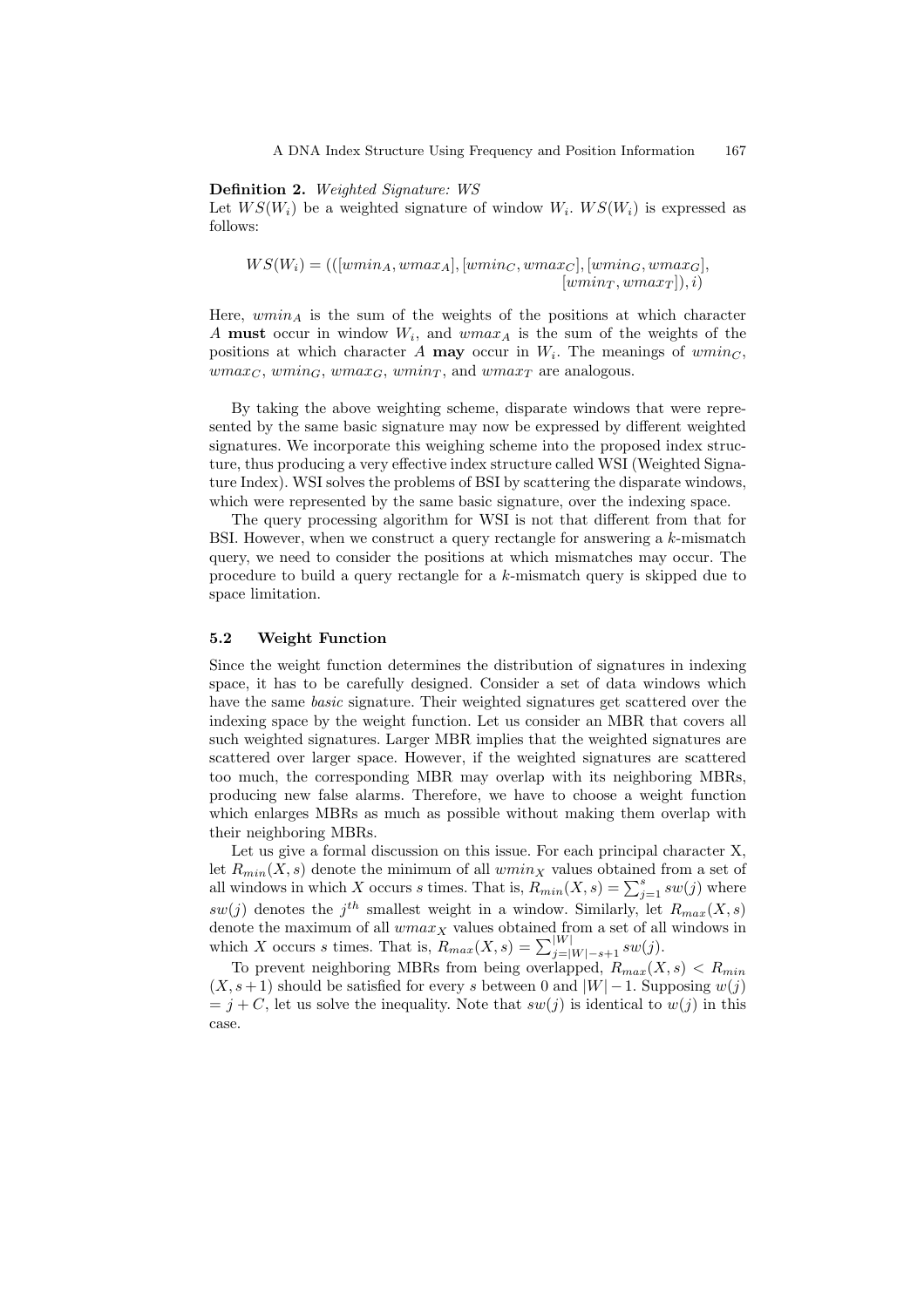**Definition 2.** *Weighted Signature: WS*

Let $WS(W_i)$ be a weighted signature of window $W_i$. $WS(W_i)$ is expressed as follows:

$$WS(W_i) = (([wmin_A, wmax_A], [wmin_C, wmax_C], [wmin_G, wmax_G], [wmin_T, wmax_T]), i)$$

Here, $wmin_A$ is the sum of the weights of the positions at which character $A$ **must** occur in window $W_i$, and $wmax_A$ is the sum of the weights of the positions at which character $A$ **may** occur in $W_i$. The meanings of $wmin_C$, $wmax_C$, $wmin_G$, $wmax_G$, $wmin_T$, and $wmax_T$ are analogous.

By taking the above weighting scheme, disparate windows that were represented by the same basic signature may now be expressed by different weighted signatures. We incorporate this weighing scheme into the proposed index structure, thus producing a very effective index structure called WSI (Weighted Signature Index). WSI solves the problems of BSI by scattering the disparate windows, which were represented by the same basic signature, over the indexing space.

The query processing algorithm for WSI is not that different from that for BSI. However, when we construct a query rectangle for answering a $k$-mismatch query, we need to consider the positions at which mismatches may occur. The procedure to build a query rectangle for a $k$-mismatch query is skipped due to space limitation.

### 5.2 Weight Function

Since the weight function determines the distribution of signatures in indexing space, it has to be carefully designed. Consider a set of data windows which have the same *basic* signature. Their weighted signatures get scattered over the indexing space by the weight function. Let us consider an MBR that covers all such weighted signatures. Larger MBR implies that the weighted signatures are scattered over larger space. However, if the weighted signatures are scattered too much, the corresponding MBR may overlap with its neighboring MBRs, producing new false alarms. Therefore, we have to choose a weight function which enlarges MBRs as much as possible without making them overlap with their neighboring MBRs.

Let us give a formal discussion on this issue. For each principal character X, let $R_{min}(X, s)$ denote the minimum of all $wmin_X$ values obtained from a set of all windows in which $X$ occurs $s$ times. That is, $R_{min}(X, s) = \sum_{j=1}^{s} sw(j)$ where $sw(j)$ denotes the $j^{th}$ smallest weight in a window. Similarly, let $R_{max}(X, s)$ denote the maximum of all $wmax_X$ values obtained from a set of all windows in which $X$ occurs $s$ times. That is, $R_{max}(X, s) = \sum_{j=|W|-s+1}^{|W|} sw(j)$.

To prevent neighboring MBRs from being overlapped, $R_{max}(X, s) < R_{min}(X, s+1)$ should be satisfied for every $s$ between 0 and $|W|-1$. Supposing $w(j) = j + C$, let us solve the inequality. Note that $sw(j)$ is identical to $w(j)$ in this case.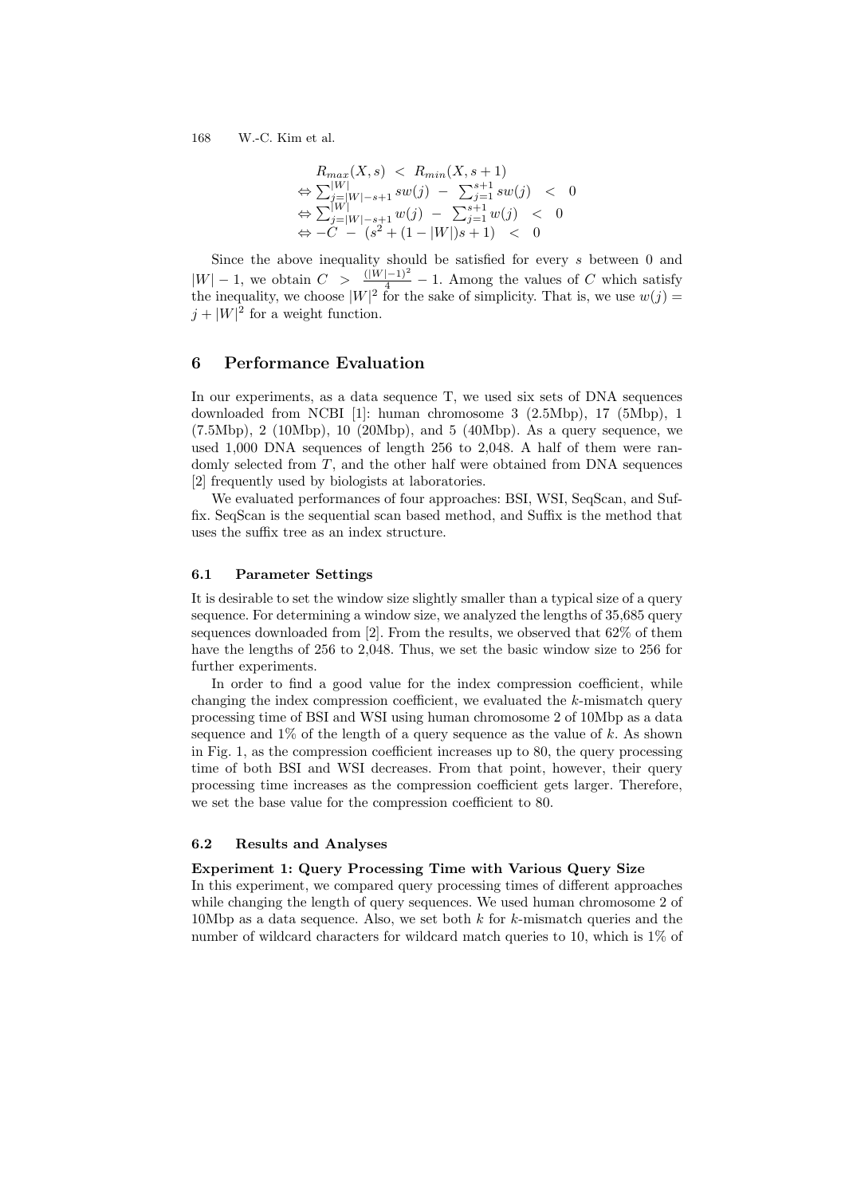$$
\begin{aligned}
& R_{max}(X,s) \ < \ R_{min}(X,s+1) \\
\Leftrightarrow & \textstyle\sum_{j=|W|-s+1}^{|W|} sw(j) \ - \ \sum_{j=1}^{s+1} sw(j) \ < \ 0 \\
\Leftrightarrow & \textstyle\sum_{j=|W|-s+1}^{|W|} w(j) \ - \ \sum_{j=1}^{s+1} w(j) \ < \ 0 \\
\Leftrightarrow & -C \ - \ (s^2 + (1-|W|)s + 1) \ < \ 0
\end{aligned}
$$

Since the above inequality should be satisfied for every $s$ between 0 and $|W|-1$, we obtain $C \ > \ \frac{(|W|-1)^2}{4} - 1$. Among the values of $C$ which satisfy the inequality, we choose $|W|^2$ for the sake of simplicity. That is, we use $w(j) = j + |W|^2$ for a weight function.

## 6 Performance Evaluation

In our experiments, as a data sequence T, we used six sets of DNA sequences downloaded from NCBI [1]: human chromosome 3 (2.5Mbp), 17 (5Mbp), 1 (7.5Mbp), 2 (10Mbp), 10 (20Mbp), and 5 (40Mbp). As a query sequence, we used 1,000 DNA sequences of length 256 to 2,048. A half of them were randomly selected from $T$, and the other half were obtained from DNA sequences [2] frequently used by biologists at laboratories.

We evaluated performances of four approaches: BSI, WSI, SeqScan, and Suffix. SeqScan is the sequential scan based method, and Suffix is the method that uses the suffix tree as an index structure.

### 6.1 Parameter Settings

It is desirable to set the window size slightly smaller than a typical size of a query sequence. For determining a window size, we analyzed the lengths of 35,685 query sequences downloaded from [2]. From the results, we observed that 62% of them have the lengths of 256 to 2,048. Thus, we set the basic window size to 256 for further experiments.

In order to find a good value for the index compression coefficient, while changing the index compression coefficient, we evaluated the $k$-mismatch query processing time of BSI and WSI using human chromosome 2 of 10Mbp as a data sequence and 1% of the length of a query sequence as the value of $k$. As shown in Fig. 1, as the compression coefficient increases up to 80, the query processing time of both BSI and WSI decreases. From that point, however, their query processing time increases as the compression coefficient gets larger. Therefore, we set the base value for the compression coefficient to 80.

### 6.2 Results and Analyses

**Experiment 1: Query Processing Time with Various Query Size**
In this experiment, we compared query processing times of different approaches while changing the length of query sequences. We used human chromosome 2 of 10Mbp as a data sequence. Also, we set both $k$ for $k$-mismatch queries and the number of wildcard characters for wildcard match queries to 10, which is 1% of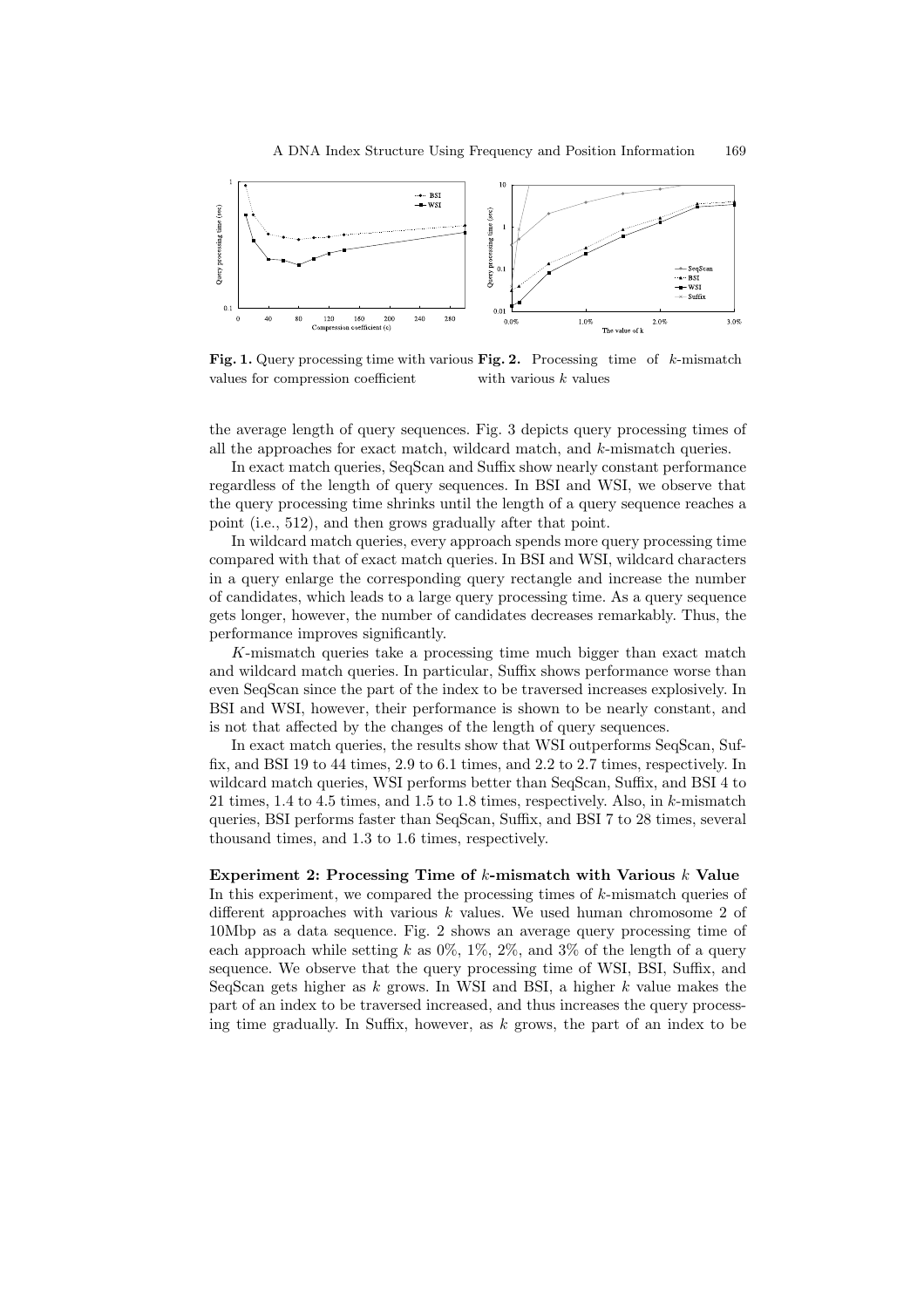Fig. 1. Query processing time with various values for compression coefficient

Fig. 2. Processing time of $k$-mismatch with various $k$ values

the average length of query sequences. Fig. 3 depicts query processing times of all the approaches for exact match, wildcard match, and $k$-mismatch queries.

In exact match queries, SeqScan and Suffix show nearly constant performance regardless of the length of query sequences. In BSI and WSI, we observe that the query processing time shrinks until the length of a query sequence reaches a point (i.e., 512), and then grows gradually after that point.

In wildcard match queries, every approach spends more query processing time compared with that of exact match queries. In BSI and WSI, wildcard characters in a query enlarge the corresponding query rectangle and increase the number of candidates, which leads to a large query processing time. As a query sequence gets longer, however, the number of candidates decreases remarkably. Thus, the performance improves significantly.

$K$-mismatch queries take a processing time much bigger than exact match and wildcard match queries. In particular, Suffix shows performance worse than even SeqScan since the part of the index to be traversed increases explosively. In BSI and WSI, however, their performance is shown to be nearly constant, and is not that affected by the changes of the length of query sequences.

In exact match queries, the results show that WSI outperforms SeqScan, Suffix, and BSI 19 to 44 times, 2.9 to 6.1 times, and 2.2 to 2.7 times, respectively. In wildcard match queries, WSI performs better than SeqScan, Suffix, and BSI 4 to 21 times, 1.4 to 4.5 times, and 1.5 to 1.8 times, respectively. Also, in $k$-mismatch queries, BSI performs faster than SeqScan, Suffix, and BSI 7 to 28 times, several thousand times, and 1.3 to 1.6 times, respectively.

**Experiment 2: Processing Time of $k$-mismatch with Various $k$ Value**
In this experiment, we compared the processing times of $k$-mismatch queries of different approaches with various $k$ values. We used human chromosome 2 of 10Mbp as a data sequence. Fig. 2 shows an average query processing time of each approach while setting $k$ as 0%, 1%, 2%, and 3% of the length of a query sequence. We observe that the query processing time of WSI, BSI, Suffix, and SeqScan gets higher as $k$ grows. In WSI and BSI, a higher $k$ value makes the part of an index to be traversed increased, and thus increases the query processing time gradually. In Suffix, however, as $k$ grows, the part of an index to be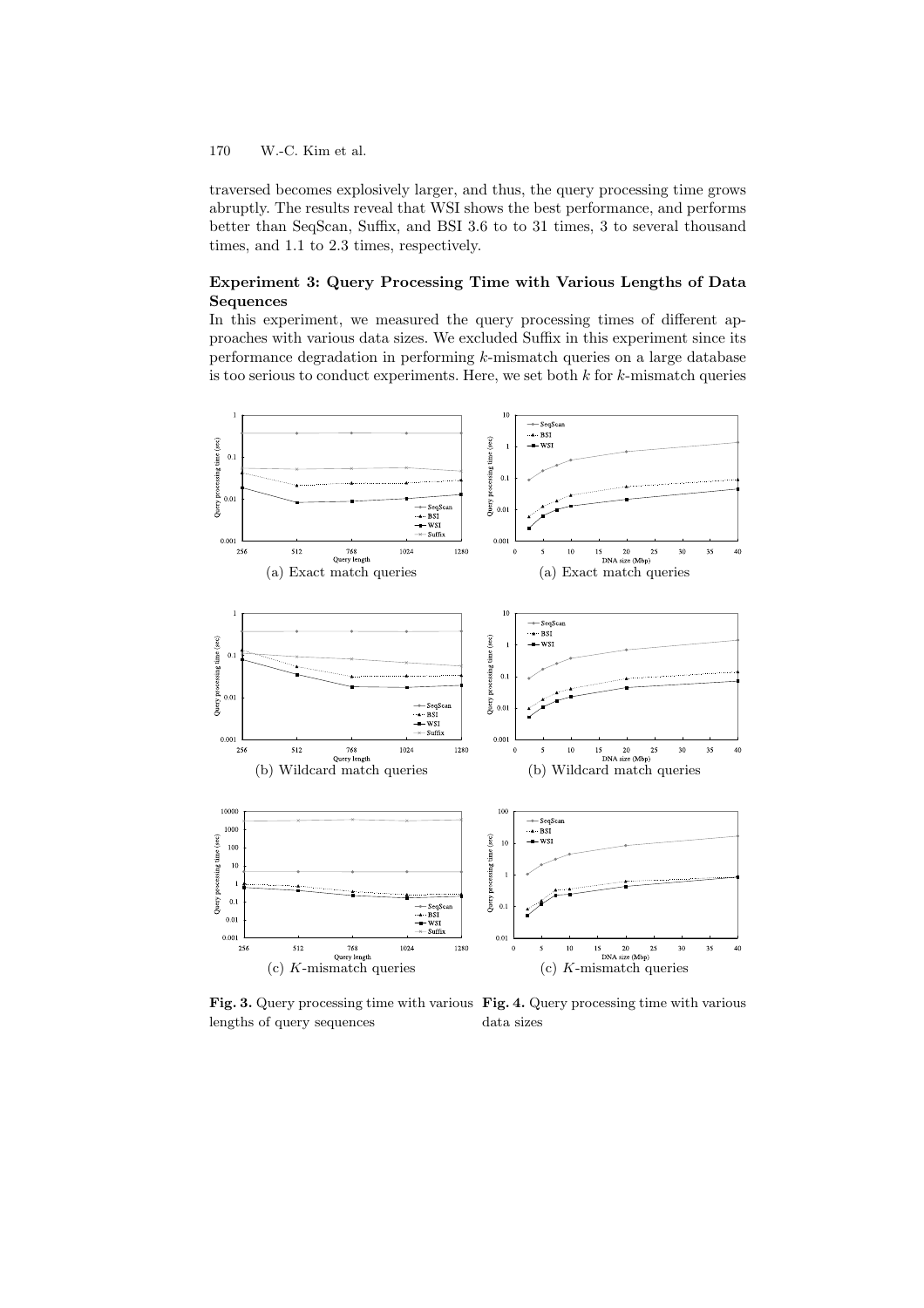traversed becomes explosively larger, and thus, the query processing time grows abruptly. The results reveal that WSI shows the best performance, and performs better than SeqScan, Suffix, and BSI 3.6 to to 31 times, 3 to several thousand times, and 1.1 to 2.3 times, respectively.

**Experiment 3: Query Processing Time with Various Lengths of Data Sequences**

In this experiment, we measured the query processing times of different approaches with various data sizes. We excluded Suffix in this experiment since its performance degradation in performing $k$-mismatch queries on a large database is too serious to conduct experiments. Here, we set both $k$ for $k$-mismatch queries

(a) Exact match queries

(b) Wildcard match queries

(c) $K$-mismatch queries

**Fig. 3.** Query processing time with various lengths of query sequences

(a) Exact match queries

(b) Wildcard match queries

(c) $K$-mismatch queries

**Fig. 4.** Query processing time with various data sizes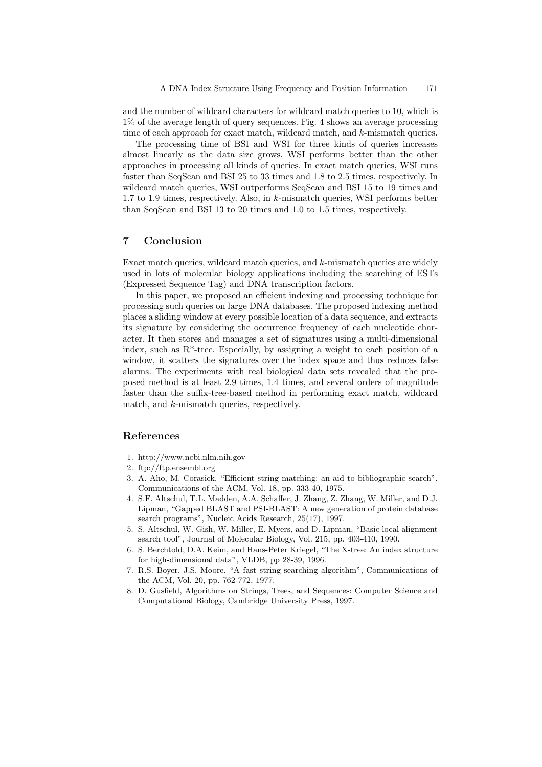and the number of wildcard characters for wildcard match queries to 10, which is 1% of the average length of query sequences. Fig. 4 shows an average processing time of each approach for exact match, wildcard match, and $k$-mismatch queries.

The processing time of BSI and WSI for three kinds of queries increases almost linearly as the data size grows. WSI performs better than the other approaches in processing all kinds of queries. In exact match queries, WSI runs faster than SeqScan and BSI 25 to 33 times and 1.8 to 2.5 times, respectively. In wildcard match queries, WSI outperforms SeqScan and BSI 15 to 19 times and 1.7 to 1.9 times, respectively. Also, in $k$-mismatch queries, WSI performs better than SeqScan and BSI 13 to 20 times and 1.0 to 1.5 times, respectively.

## 7 Conclusion

Exact match queries, wildcard match queries, and $k$-mismatch queries are widely used in lots of molecular biology applications including the searching of ESTs (Expressed Sequence Tag) and DNA transcription factors.

In this paper, we proposed an efficient indexing and processing technique for processing such queries on large DNA databases. The proposed indexing method places a sliding window at every possible location of a data sequence, and extracts its signature by considering the occurrence frequency of each nucleotide character. It then stores and manages a set of signatures using a multi-dimensional index, such as R*-tree. Especially, by assigning a weight to each position of a window, it scatters the signatures over the index space and thus reduces false alarms. The experiments with real biological data sets revealed that the proposed method is at least 2.9 times, 1.4 times, and several orders of magnitude faster than the suffix-tree-based method in performing exact match, wildcard match, and $k$-mismatch queries, respectively.

## References

1. http://www.ncbi.nlm.nih.gov
2. ftp://ftp.ensembl.org
3. A. Aho, M. Corasick, "Efficient string matching: an aid to bibliographic search", Communications of the ACM, Vol. 18, pp. 333-40, 1975.
4. S.F. Altschul, T.L. Madden, A.A. Schaffer, J. Zhang, Z. Zhang, W. Miller, and D.J. Lipman, "Gapped BLAST and PSI-BLAST: A new generation of protein database search programs", Nucleic Acids Research, 25(17), 1997.
5. S. Altschul, W. Gish, W. Miller, E. Myers, and D. Lipman, "Basic local alignment search tool", Journal of Molecular Biology, Vol. 215, pp. 403-410, 1990.
6. S. Berchtold, D.A. Keim, and Hans-Peter Kriegel, "The X-tree: An index structure for high-dimensional data", VLDB, pp 28-39, 1996.
7. R.S. Boyer, J.S. Moore, "A fast string searching algorithm", Communications of the ACM, Vol. 20, pp. 762-772, 1977.
8. D. Gusfield, Algorithms on Strings, Trees, and Sequences: Computer Science and Computational Biology, Cambridge University Press, 1997.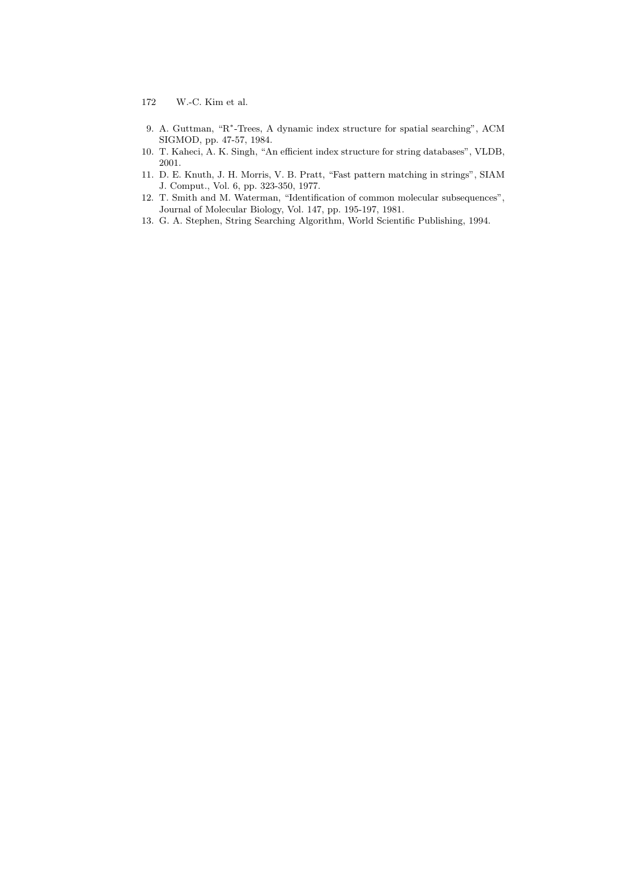9. A. Guttman, "R*-Trees, A dynamic index structure for spatial searching", ACM SIGMOD, pp. 47-57, 1984.
10. T. Kaheci, A. K. Singh, "An efficient index structure for string databases", VLDB, 2001.
11. D. E. Knuth, J. H. Morris, V. B. Pratt, "Fast pattern matching in strings", SIAM J. Comput., Vol. 6, pp. 323-350, 1977.
12. T. Smith and M. Waterman, "Identification of common molecular subsequences", Journal of Molecular Biology, Vol. 147, pp. 195-197, 1981.
13. G. A. Stephen, String Searching Algorithm, World Scientific Publishing, 1994.